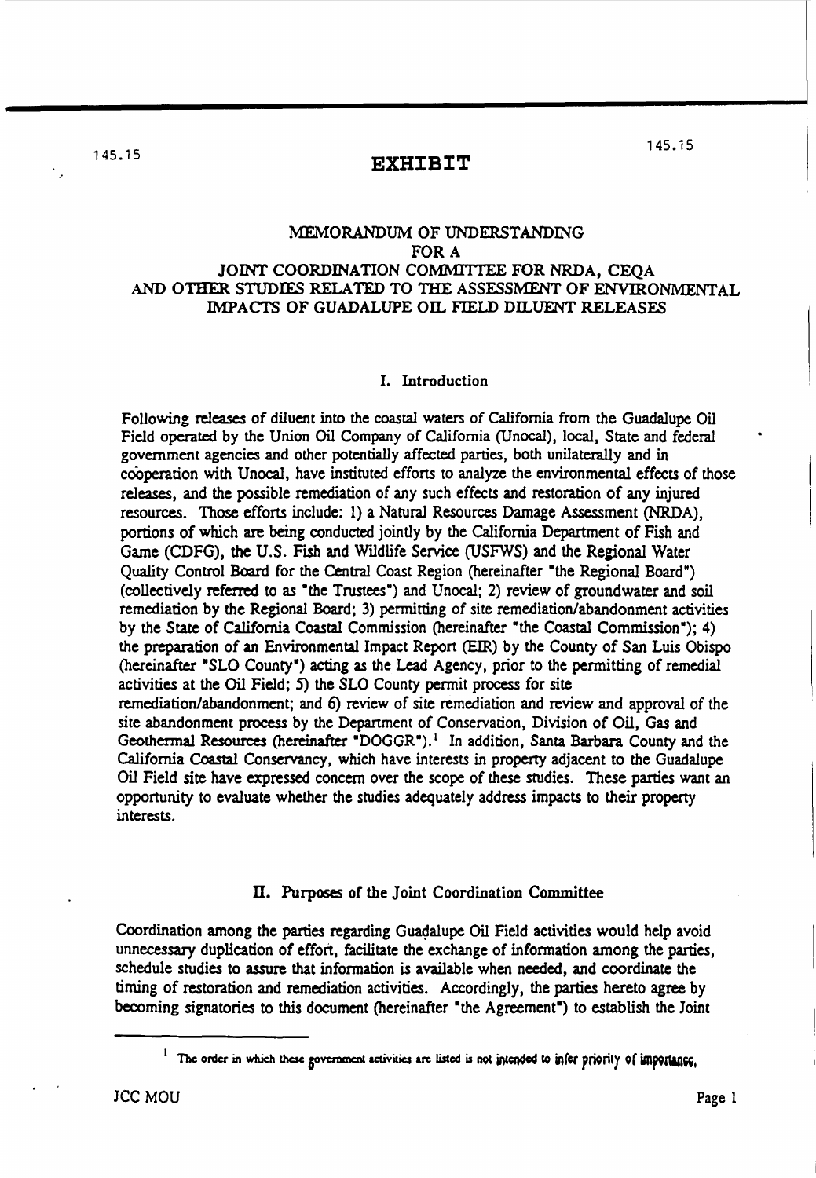# EXHIBIT

## MEMORANDUM OF UNDERSTANDING FOR A JOINT COORDINATION COMMITTEE FOR NRDA, CEQA AND OTHER STUDIES RELATED TO THE ASSESSMENT OF ENVIRONMENTAL IMPACTS OF GUADALUPE OIL FIELD DILUENT RELEASES

### I. Introduction

Following releases of diluent into the coastal waters of California from the Guadalupe Oil Field operated by the Union Oil Company of California (Unocal), local, State and federal government agencies and other potentially affected parties, both unilaterally and in coöperation with Unocal, have instituted efforts to analyze the environmental effects of those releases, and the possible remediation of any such effects and restoration of any injured resources. Those efforts include: 1) a Natural Resources Damage Assessment (NRDA), portions of which are being conducted jointly by the California Department of Fish and Game (CDFG), the U.S. Fish and Wildlife Service (USFWS) and the Regional Water Quality Control Board for the Central Coast Region (hereinafter "the Regional Board") (collectively referred to as "the Trustees") and Unocal; 2) review of groundwater and soil remediation by the Regional Board; 3) permitting of site remediation/abandonment activities by the State of California Coastal Commission (hereinafter "the Coastal Commission"); 4) the preparation of an Environmental Impact Report (EIR) by the County of San Luis Obispo (hereinafter "SLO County") acting as the Lead Agency, prior to the permitting of remedial activities at the Oil Field; 5) the SLO County permit process for site remediation/abandonment; and 6) review of site remediation and review and approval of the site abandonment process by the Department of Conservation, Division of Oil, Gas and Geothermal Resources (hereinafter "DOGGR").[1] In addition, Santa Barbara County and the California Coastal Conservancy, which have interests in property adjacent to the Guadalupe Oil Field site have expressed concern over the scope of these studies. These parties want an opportunity to evaluate whether the studies adequately address impacts to their property interests.

### II. Purposes of the Joint Coordination Committee

Coordination among the parties regarding Guadalupe Oil Field activities would help avoid unnecessary duplication of effort, facilitate the exchange of information among the parties, schedule studies to assure that information is available when needed, and coordinate the timing of restoration and remediation activities. Accordingly, the parties hereto agree by becoming signatories to this document (hereinafter "the Agreement") to establish the Joint

[1] The order in which these government activities are listed is not intended to infer priority of importance.

JCC MOU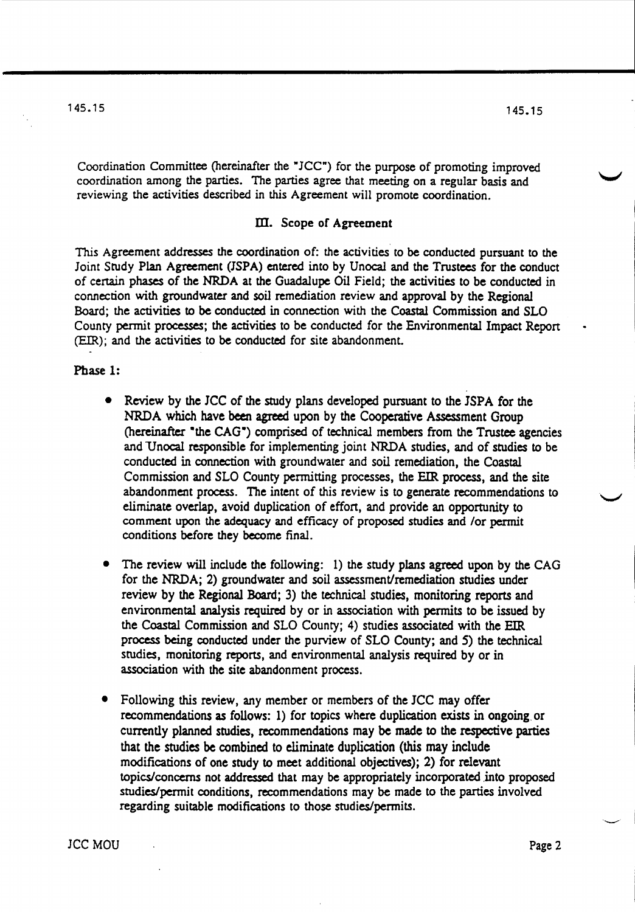Coordination Committee (hereinafter the "JCC") for the purpose of promoting improved coordination among the parties. The parties agree that meeting on a regular basis and reviewing the activities described in this Agreement will promote coordination.

## III. Scope of Agreement

This Agreement addresses the coordination of: the activities to be conducted pursuant to the Joint Study Plan Agreement (JSPA) entered into by Unocal and the Trustees for the conduct of certain phases of the NRDA at the Guadalupe Oil Field; the activities to be conducted in connection with groundwater and soil remediation review and approval by the Regional Board; the activities to be conducted in connection with the Coastal Commission and SLO County permit processes; the activities to be conducted for the Environmental Impact Report (EIR); and the activities to be conducted for site abandonment.

**Phase 1:**

- Review by the JCC of the study plans developed pursuant to the JSPA for the NRDA which have been agreed upon by the Cooperative Assessment Group (hereinafter "the CAG") comprised of technical members from the Trustee agencies and Unocal responsible for implementing joint NRDA studies, and of studies to be conducted in connection with groundwater and soil remediation, the Coastal Commission and SLO County permitting processes, the EIR process, and the site abandonment process. The intent of this review is to generate recommendations to eliminate overlap, avoid duplication of effort, and provide an opportunity to comment upon the adequacy and efficacy of proposed studies and /or permit conditions before they become final.

- The review will include the following: 1) the study plans agreed upon by the CAG for the NRDA; 2) groundwater and soil assessment/remediation studies under review by the Regional Board; 3) the technical studies, monitoring reports and environmental analysis required by or in association with permits to be issued by the Coastal Commission and SLO County; 4) studies associated with the EIR process being conducted under the purview of SLO County; and 5) the technical studies, monitoring reports, and environmental analysis required by or in association with the site abandonment process.

- Following this review, any member or members of the JCC may offer recommendations as follows: 1) for topics where duplication exists in ongoing or currently planned studies, recommendations may be made to the respective parties that the studies be combined to eliminate duplication (this may include modifications of one study to meet additional objectives); 2) for relevant topics/concerns not addressed that may be appropriately incorporated into proposed studies/permit conditions, recommendations may be made to the parties involved regarding suitable modifications to those studies/permits.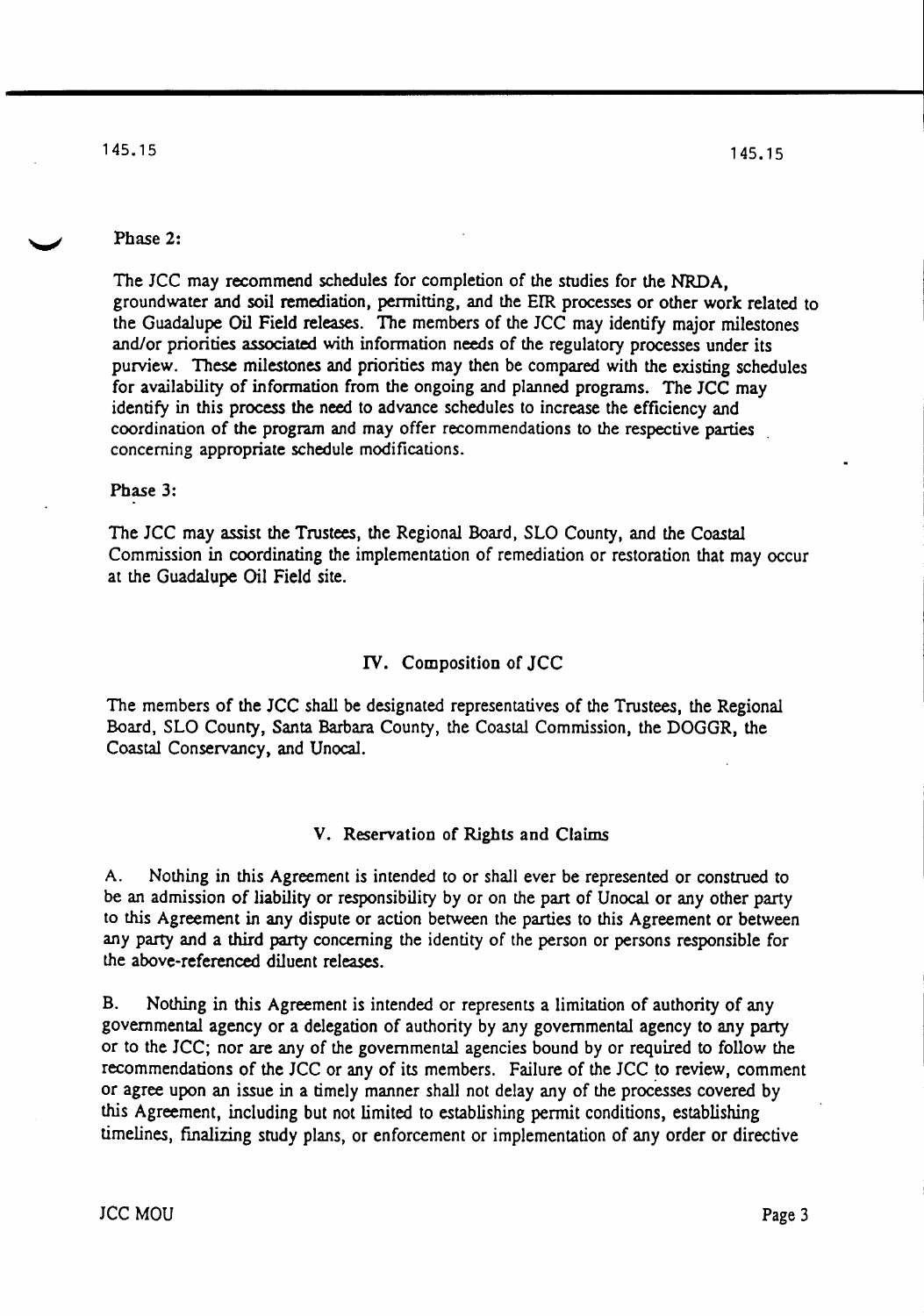Phase 2:

The JCC may recommend schedules for completion of the studies for the NRDA, groundwater and soil remediation, permitting, and the EIR processes or other work related to the Guadalupe Oil Field releases. The members of the JCC may identify major milestones and/or priorities associated with information needs of the regulatory processes under its purview. These milestones and priorities may then be compared with the existing schedules for availability of information from the ongoing and planned programs. The JCC may identify in this process the need to advance schedules to increase the efficiency and coordination of the program and may offer recommendations to the respective parties concerning appropriate schedule modifications.

Phase 3:

The JCC may assist the Trustees, the Regional Board, SLO County, and the Coastal Commission in coordinating the implementation of remediation or restoration that may occur at the Guadalupe Oil Field site.

## IV. Composition of JCC

The members of the JCC shall be designated representatives of the Trustees, the Regional Board, SLO County, Santa Barbara County, the Coastal Commission, the DOGGR, the Coastal Conservancy, and Unocal.

## V. Reservation of Rights and Claims

A. Nothing in this Agreement is intended to or shall ever be represented or construed to be an admission of liability or responsibility by or on the part of Unocal or any other party to this Agreement in any dispute or action between the parties to this Agreement or between any party and a third party concerning the identity of the person or persons responsible for the above-referenced diluent releases.

B. Nothing in this Agreement is intended or represents a limitation of authority of any governmental agency or a delegation of authority by any governmental agency to any party or to the JCC; nor are any of the governmental agencies bound by or required to follow the recommendations of the JCC or any of its members. Failure of the JCC to review, comment or agree upon an issue in a timely manner shall not delay any of the processes covered by this Agreement, including but not limited to establishing permit conditions, establishing timelines, finalizing study plans, or enforcement or implementation of any order or directive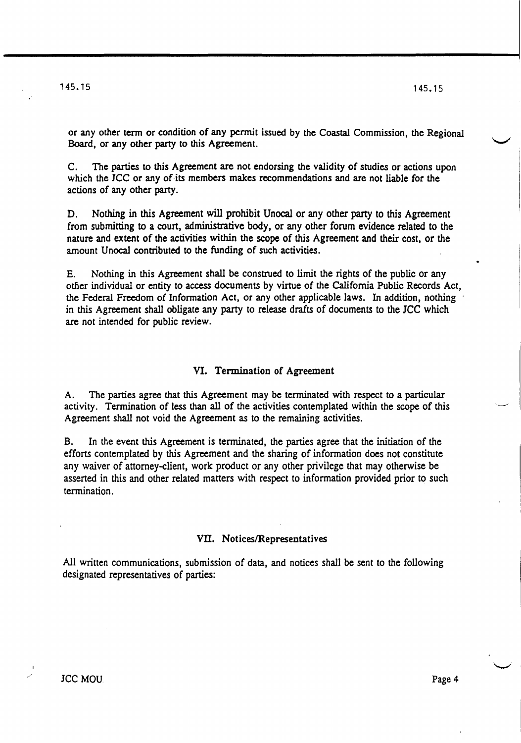or any other term or condition of any permit issued by the Coastal Commission, the Regional Board, or any other party to this Agreement.

C. The parties to this Agreement are not endorsing the validity of studies or actions upon which the JCC or any of its members makes recommendations and are not liable for the actions of any other party.

D. Nothing in this Agreement will prohibit Unocal or any other party to this Agreement from submitting to a court, administrative body, or any other forum evidence related to the nature and extent of the activities within the scope of this Agreement and their cost, or the amount Unocal contributed to the funding of such activities.

E. Nothing in this Agreement shall be construed to limit the rights of the public or any other individual or entity to access documents by virtue of the California Public Records Act, the Federal Freedom of Information Act, or any other applicable laws. In addition, nothing in this Agreement shall obligate any party to release drafts of documents to the JCC which are not intended for public review.

## VI. Termination of Agreement

A. The parties agree that this Agreement may be terminated with respect to a particular activity. Termination of less than all of the activities contemplated within the scope of this Agreement shall not void the Agreement as to the remaining activities.

B. In the event this Agreement is terminated, the parties agree that the initiation of the efforts contemplated by this Agreement and the sharing of information does not constitute any waiver of attorney-client, work product or any other privilege that may otherwise be asserted in this and other related matters with respect to information provided prior to such termination.

## VII. Notices/Representatives

All written communications, submission of data, and notices shall be sent to the following designated representatives of parties: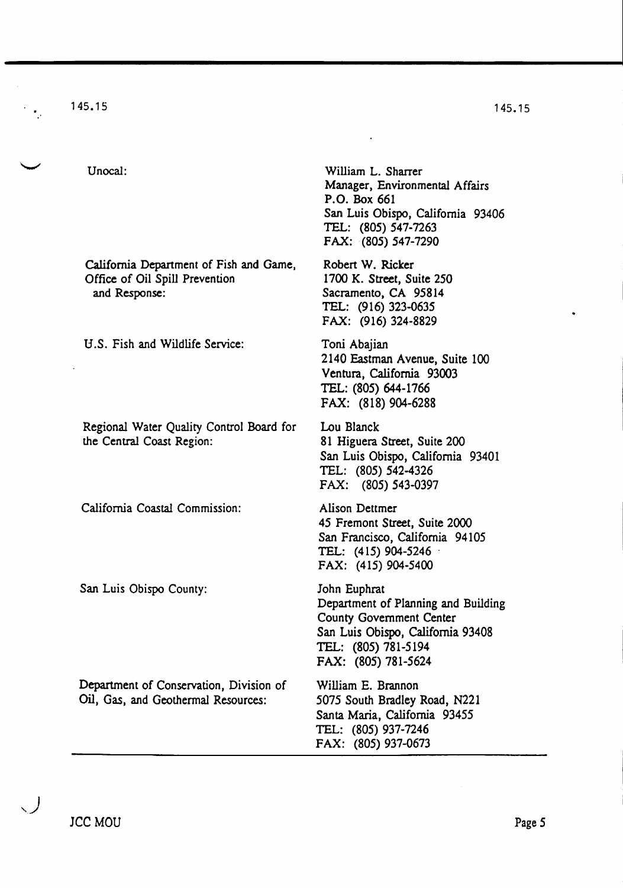| | |
|---|---|
| Unocal: | William L. Sharrer<br>Manager, Environmental Affairs<br>P.O. Box 661<br>San Luis Obispo, California 93406<br>TEL: (805) 547-7263<br>FAX: (805) 547-7290 |
| California Department of Fish and Game, Office of Oil Spill Prevention and Response: | Robert W. Ricker<br>1700 K. Street, Suite 250<br>Sacramento, CA 95814<br>TEL: (916) 323-0635<br>FAX: (916) 324-8829 |
| U.S. Fish and Wildlife Service: | Toni Abajian<br>2140 Eastman Avenue, Suite 100<br>Ventura, California 93003<br>TEL: (805) 644-1766<br>FAX: (818) 904-6288 |
| Regional Water Quality Control Board for the Central Coast Region: | Lou Blanck<br>81 Higuera Street, Suite 200<br>San Luis Obispo, California 93401<br>TEL: (805) 542-4326<br>FAX: (805) 543-0397 |
| California Coastal Commission: | Alison Dettmer<br>45 Fremont Street, Suite 2000<br>San Francisco, California 94105<br>TEL: (415) 904-5246<br>FAX: (415) 904-5400 |
| San Luis Obispo County: | John Euphrat<br>Department of Planning and Building<br>County Government Center<br>San Luis Obispo, California 93408<br>TEL: (805) 781-5194<br>FAX: (805) 781-5624 |
| Department of Conservation, Division of Oil, Gas, and Geothermal Resources: | William E. Brannon<br>5075 South Bradley Road, N221<br>Santa Maria, California 93455<br>TEL: (805) 937-7246<br>FAX: (805) 937-0673 |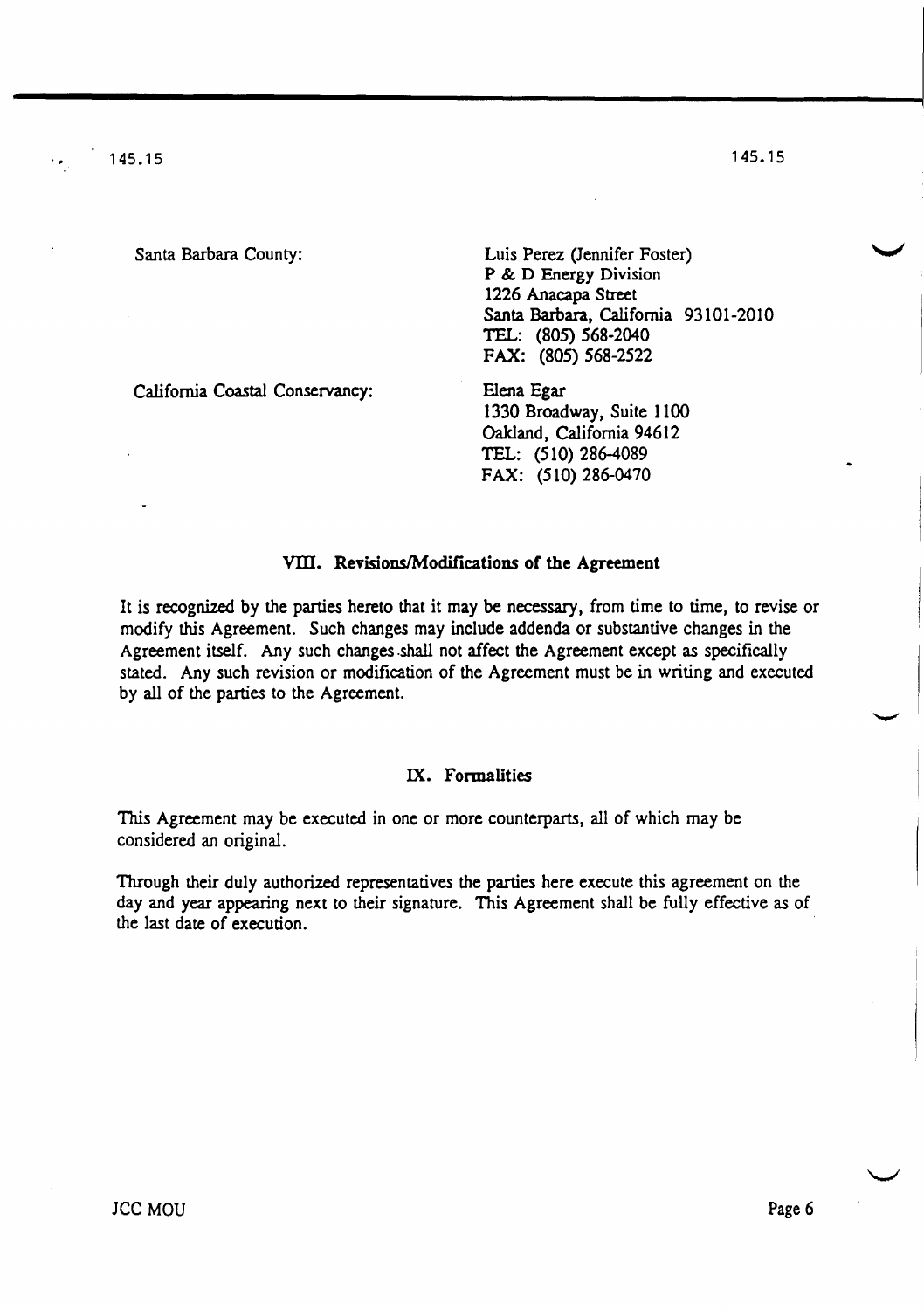Santa Barbara County:

Luis Perez (Jennifer Foster)
P & D Energy Division
1226 Anacapa Street
Santa Barbara, California 93101-2010
TEL: (805) 568-2040
FAX: (805) 568-2522

California Coastal Conservancy:

Elena Egar
1330 Broadway, Suite 1100
Oakland, California 94612
TEL: (510) 286-4089
FAX: (510) 286-0470

## VIII. Revisions/Modifications of the Agreement

It is recognized by the parties hereto that it may be necessary, from time to time, to revise or modify this Agreement. Such changes may include addenda or substantive changes in the Agreement itself. Any such changes shall not affect the Agreement except as specifically stated. Any such revision or modification of the Agreement must be in writing and executed by all of the parties to the Agreement.

## IX. Formalities

This Agreement may be executed in one or more counterparts, all of which may be considered an original.

Through their duly authorized representatives the parties here execute this agreement on the day and year appearing next to their signature. This Agreement shall be fully effective as of the last date of execution.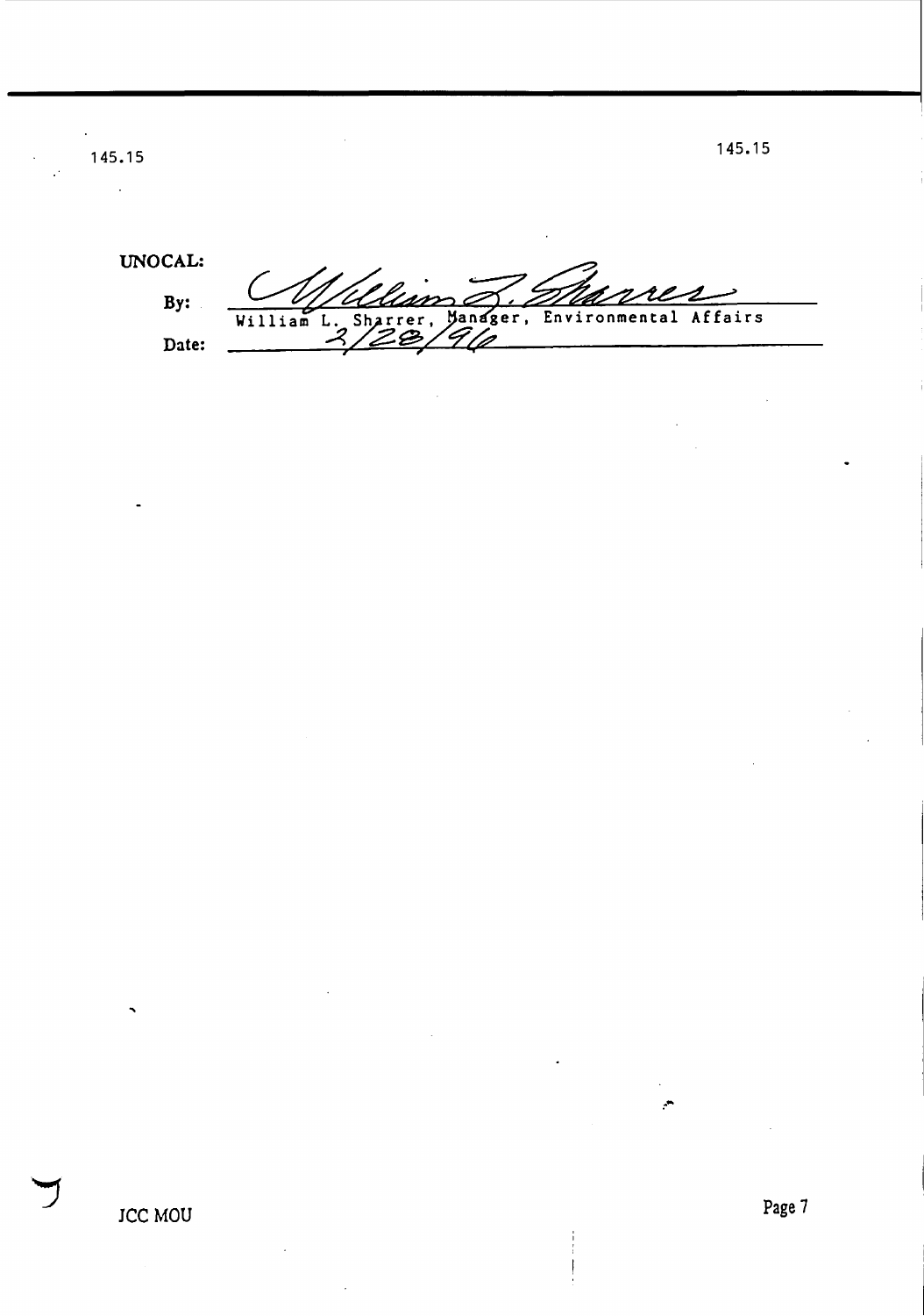**UNOCAL:**

**By:** William L. Sharrer, Manager, Environmental Affairs

**Date:** 2/28/96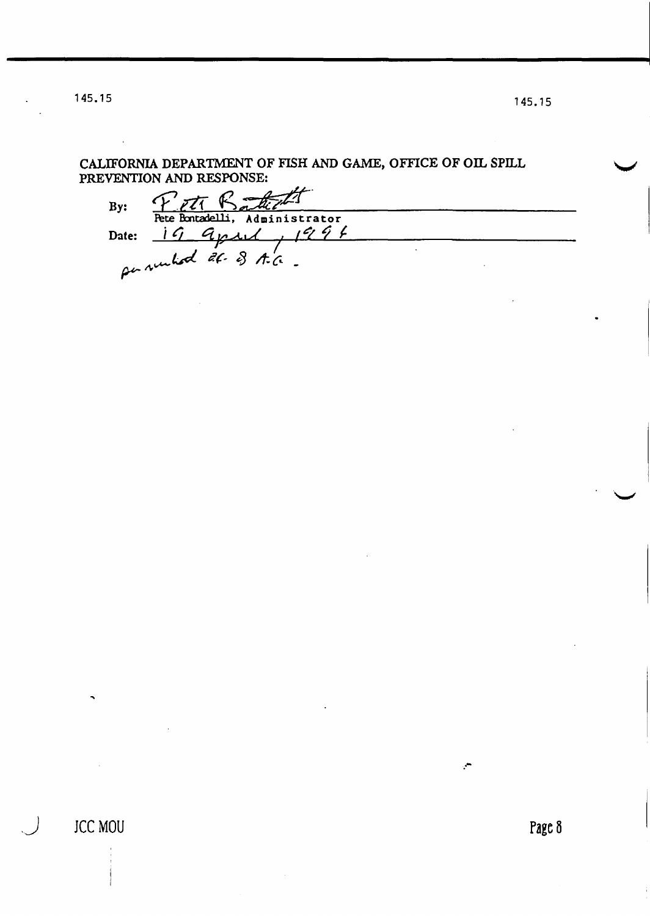145.15

CALIFORNIA DEPARTMENT OF FISH AND GAME, OFFICE OF OIL SPILL PREVENTION AND RESPONSE:

By: Pete Bontadelli

Pete Bontadelli, Administrator

Date: 19 April, 1994

per rules 26-8 A.G.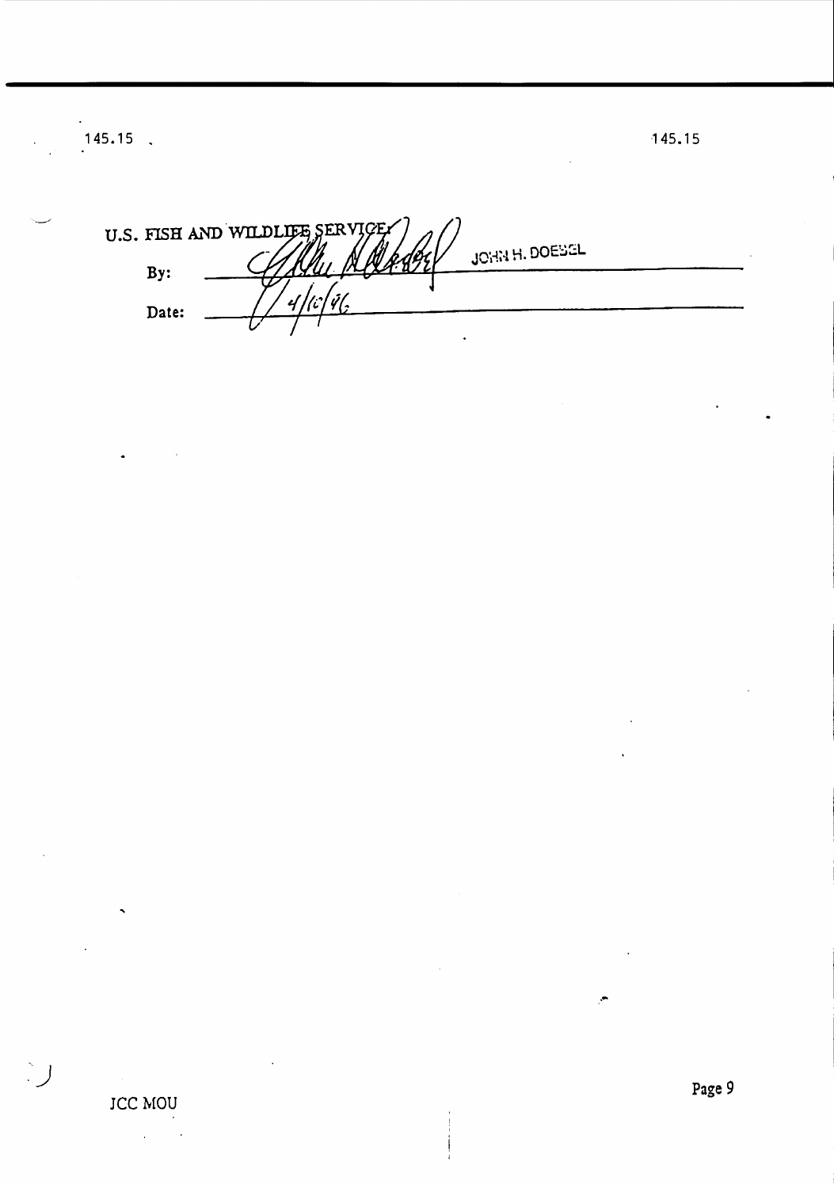U.S. FISH AND WILDLIFE SERVICE:

By: JOHN H. DOEBEL

Date: 4/10/96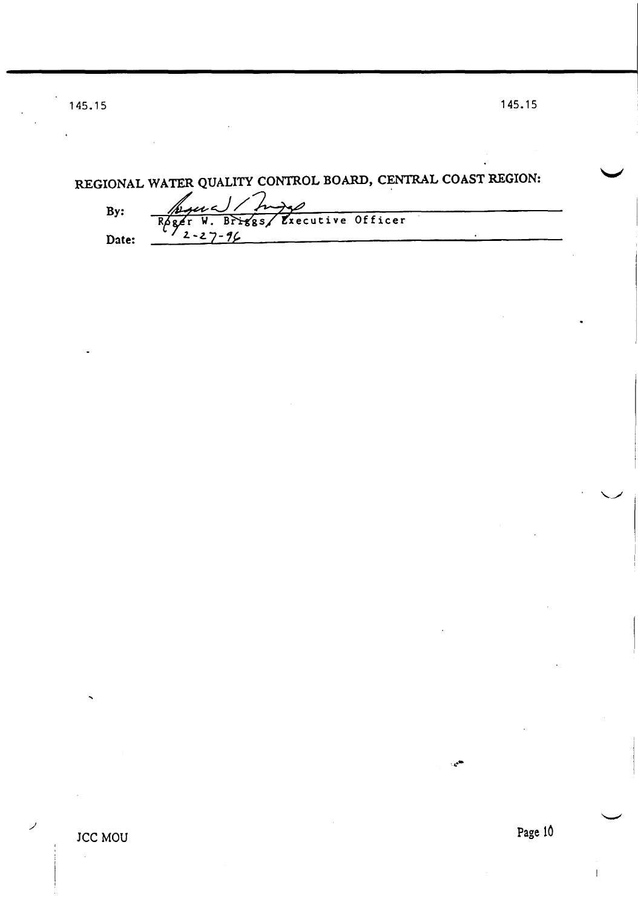REGIONAL WATER QUALITY CONTROL BOARD, CENTRAL COAST REGION:

By: Roger W. Briggs, Executive Officer

Date: 2-27-96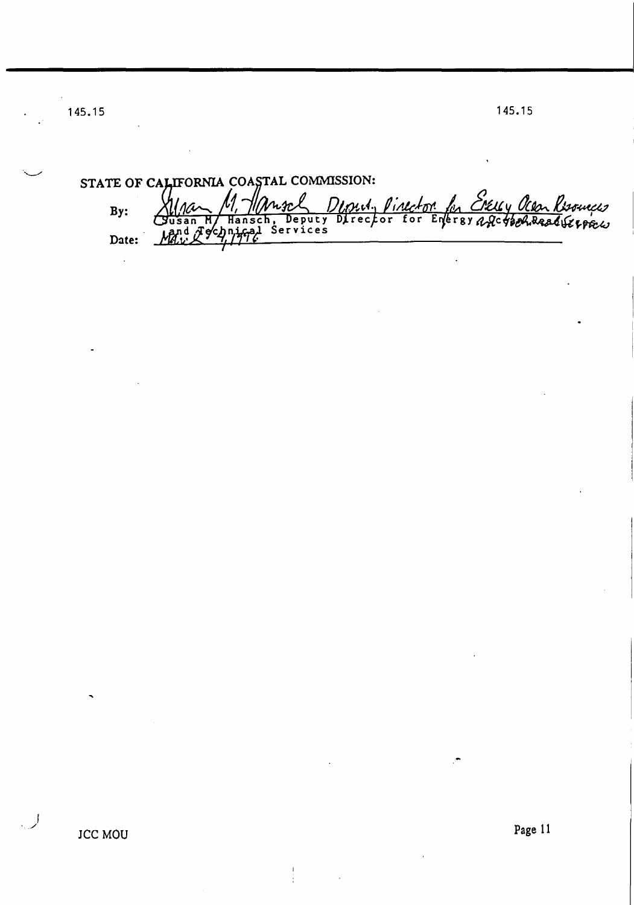145.15

145.15

STATE OF CALIFORNIA COASTAL COMMISSION:

By: Susan M. Hansch, Deputy Director for Energy Ocean Resources
Susan M. Hansch, Deputy Director for Energy and Technical Services

Date: May 24, 1996

JCC MOU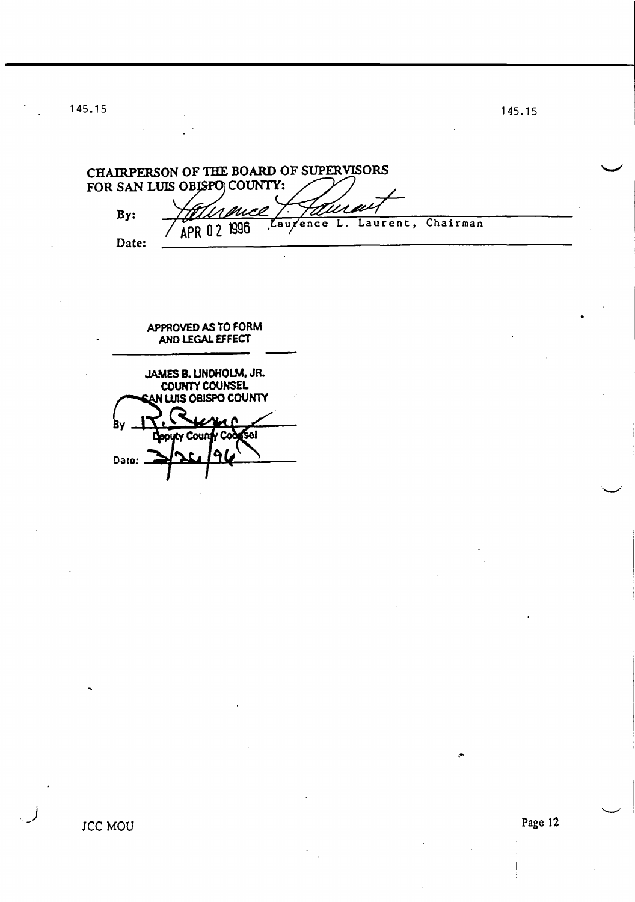145.15

CHAIRPERSON OF THE BOARD OF SUPERVISORS
FOR SAN LUIS OBISPO COUNTY:

By: Laurence L. Laurent, Chairman

Date: APR 02 1996

**APPROVED AS TO FORM AND LEGAL EFFECT**

**JAMES B. LINDHOLM, JR.**
**COUNTY COUNSEL**
**SAN LUIS OBISPO COUNTY**

By
Deputy County Counsel

Date: 3/26/96

JCC MOU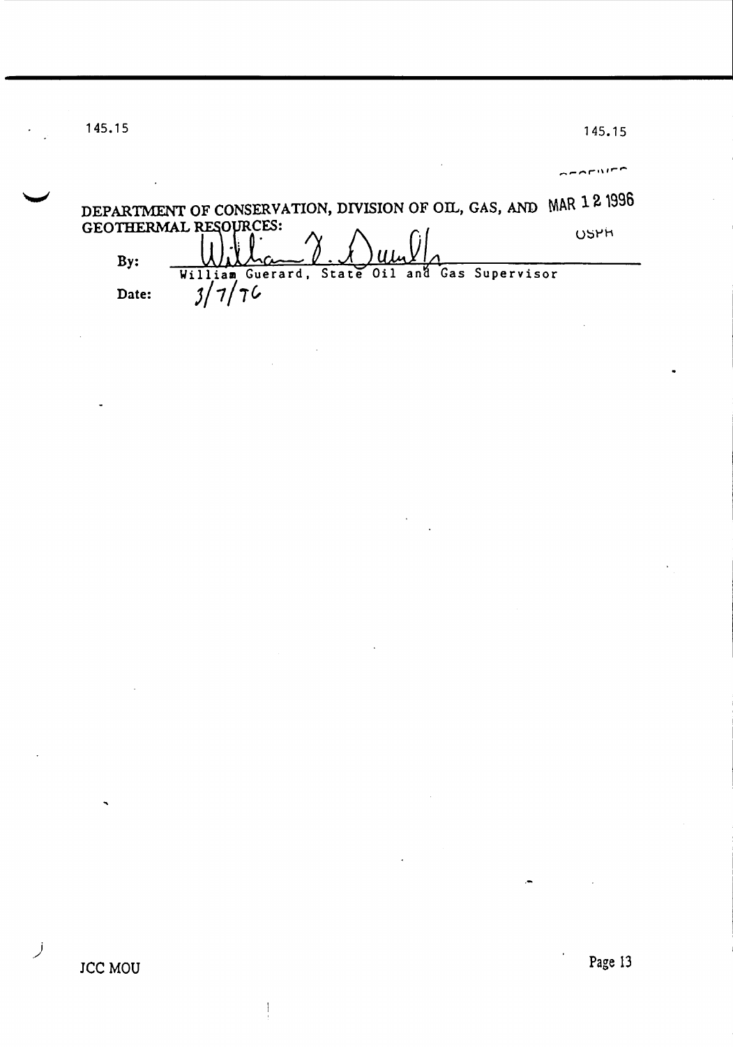145.15

RECEIVED
MAR 12 1996
OSPR

DEPARTMENT OF CONSERVATION, DIVISION OF OIL, GAS, AND GEOTHERMAL RESOURCES:

By: William Guerard, State Oil and Gas Supervisor

Date: 3/7/96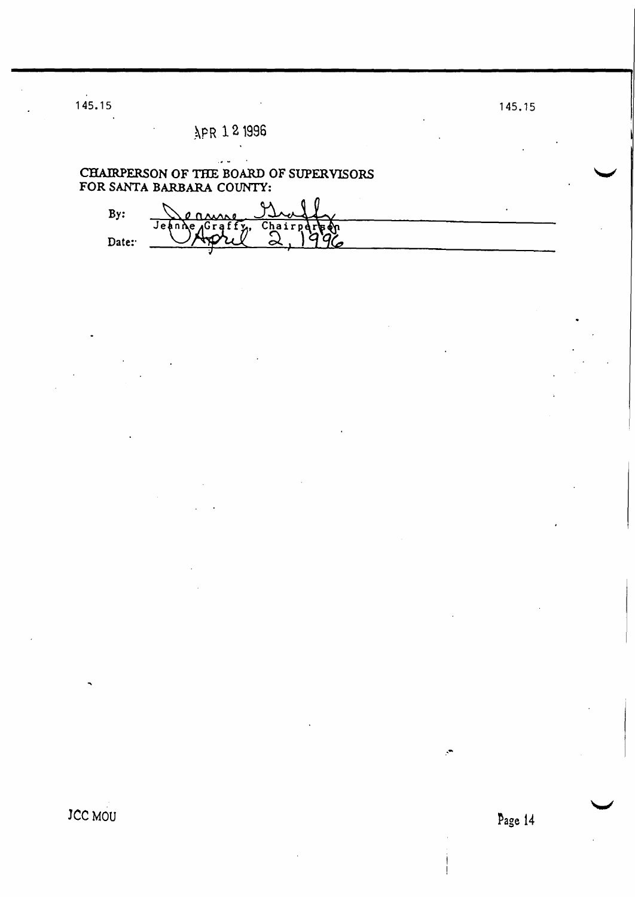APR 12 1996

CHAIRPERSON OF THE BOARD OF SUPERVISORS
FOR SANTA BARBARA COUNTY:

By: Jeanne Graffy, Chairperson

Date: April 2, 1996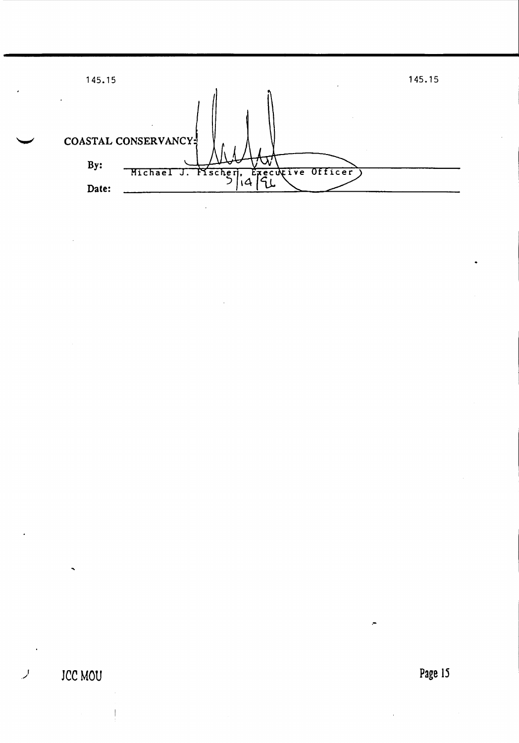COASTAL CONSERVANCY:

By: Michael J. Fischer, Executive Officer

Date: 5/14/96